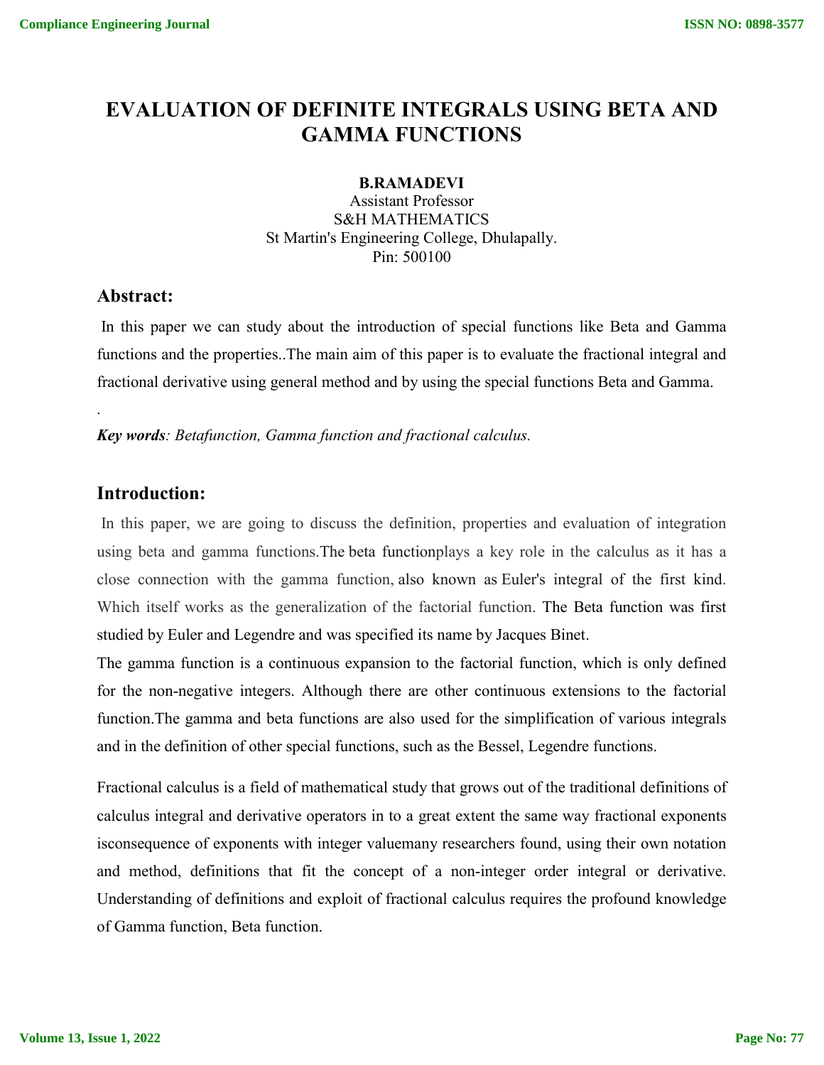# EVALUATION OF DEFINITE INTEGRALS USING BETA AND GAMMA FUNCTIONS

**B.RAMADEVI**
Assistant Professor
S&H MATHEMATICS
St Martin's Engineering College, Dhulapally.
Pin: 500100

## Abstract:

In this paper we can study about the introduction of special functions like Beta and Gamma functions and the properties..The main aim of this paper is to evaluate the fractional integral and fractional derivative using general method and by using the special functions Beta and Gamma.

.

***Key words****: Betafunction, Gamma function and fractional calculus.*

## Introduction:

In this paper, we are going to discuss the definition, properties and evaluation of integration using beta and gamma functions.The beta functionplays a key role in the calculus as it has a close connection with the gamma function, also known as Euler's integral of the first kind. Which itself works as the generalization of the factorial function. The Beta function was first studied by Euler and Legendre and was specified its name by Jacques Binet.

The gamma function is a continuous expansion to the factorial function, which is only defined for the non-negative integers. Although there are other continuous extensions to the factorial function.The gamma and beta functions are also used for the simplification of various integrals and in the definition of other special functions, such as the Bessel, Legendre functions.

Fractional calculus is a field of mathematical study that grows out of the traditional definitions of calculus integral and derivative operators in to a great extent the same way fractional exponents isconsequence of exponents with integer valuemany researchers found, using their own notation and method, definitions that fit the concept of a non-integer order integral or derivative. Understanding of definitions and exploit of fractional calculus requires the profound knowledge of Gamma function, Beta function.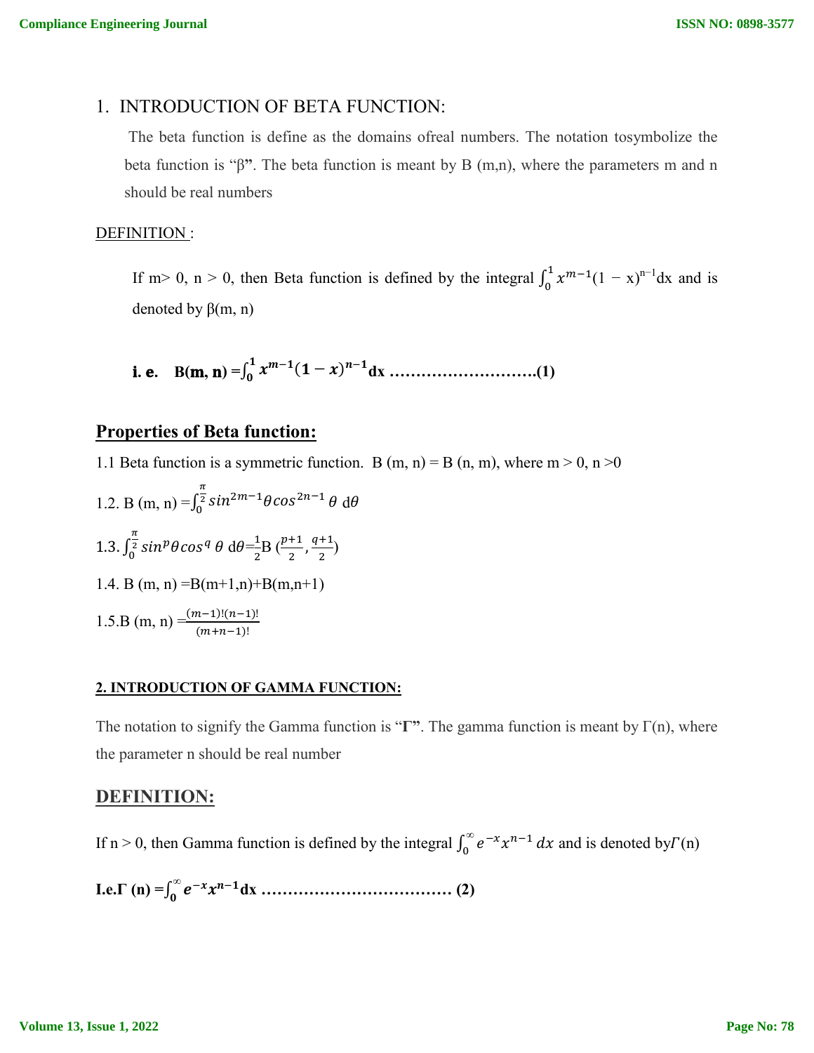## 1. INTRODUCTION OF BETA FUNCTION:

The beta function is define as the domains ofreal numbers. The notation tosymbolize the beta function is "β**"**. The beta function is meant by B (m,n), where the parameters m and n should be real numbers

DEFINITION :

If m> 0, n > 0, then Beta function is defined by the integral $\int_0^1 x^{m-1}(1-x)^{n-1}dx$ and is denoted by β(m, n)

**i. e.** $\mathbf{B(m, n) = \int_0^1 x^{m-1}(1-x)^{n-1}dx}$ **……………………….(1)**

## **Properties of Beta function:**

1.1 Beta function is a symmetric function. B (m, n) = B (n, m), where m > 0, n >0

1.2. B (m, n) $=\int_0^{\frac{\pi}{2}} sin^{2m-1}\theta cos^{2n-1}\theta \, d\theta$

1.3. $\int_0^{\frac{\pi}{2}} sin^{p}\theta cos^{q}\theta \, d\theta = \frac{1}{2} B\left(\frac{p+1}{2}, \frac{q+1}{2}\right)$

1.4. B (m, n) =B(m+1,n)+B(m,n+1)

1.5.B (m, n) $=\frac{(m-1)!(n-1)!}{(m+n-1)!}$

### **2. INTRODUCTION OF GAMMA FUNCTION:**

The notation to signify the Gamma function is "**Γ"**. The gamma function is meant by Γ(n), where the parameter n should be real number

## **DEFINITION:**

If n > 0, then Gamma function is defined by the integral $\int_0^{\infty} e^{-x}x^{n-1}\,dx$ and is denoted by$\Gamma$(n)

**I.e.** $\mathbf{\Gamma(n) = \int_0^{\infty} e^{-x}x^{n-1}dx}$ **……………………………… (2)**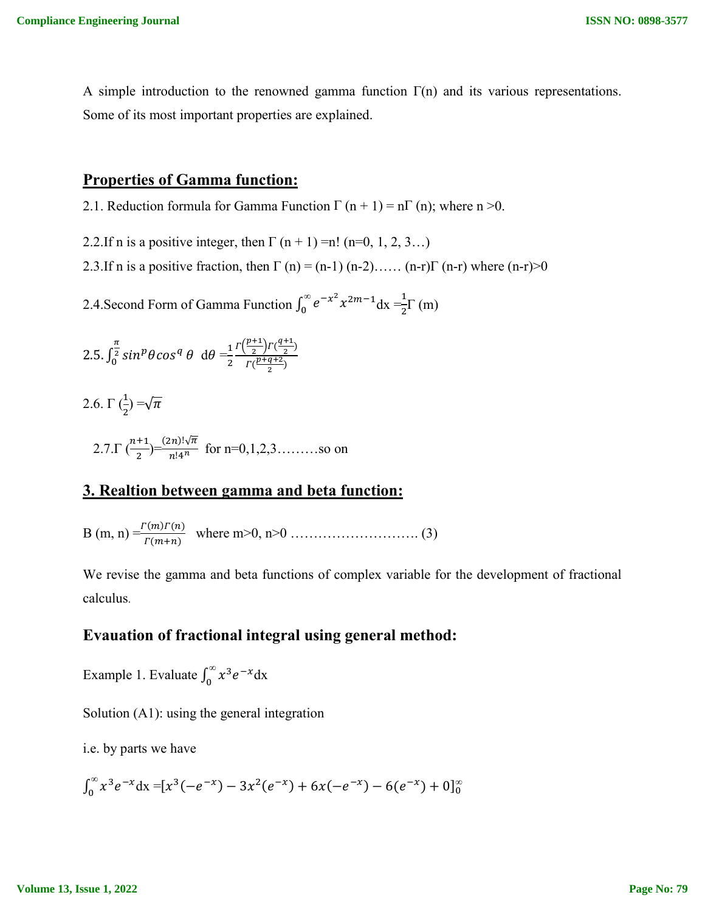A simple introduction to the renowned gamma function Γ(n) and its various representations. Some of its most important properties are explained.

## Properties of Gamma function:

2.1. Reduction formula for Gamma Function $\Gamma(n+1) = n\Gamma(n)$; where $n > 0$.

2.2.If n is a positive integer, then $\Gamma(n+1) = n!$ (n=0, 1, 2, 3…)

2.3.If n is a positive fraction, then $\Gamma(n) = (n-1)(n-2)\ldots\ldots(n-r)\Gamma(n-r)$ where $(n-r)>0$

2.4.Second Form of Gamma Function $\int_0^\infty e^{-x^2} x^{2m-1} dx = \frac{1}{2}\Gamma(m)$

2.5. $\int_0^{\frac{\pi}{2}} sin^p\theta cos^q\,\theta \;\; d\theta = \frac{1}{2}\frac{\Gamma\left(\frac{p+1}{2}\right)\Gamma\left(\frac{q+1}{2}\right)}{\Gamma\left(\frac{p+q+2}{2}\right)}$

2.6. $\Gamma\left(\frac{1}{2}\right) = \sqrt{\pi}$

2.7. $\Gamma\left(\frac{n+1}{2}\right) = \frac{(2n)!\sqrt{\pi}}{n!4^n}$ for n=0,1,2,3………so on

## 3. Realtion between gamma and beta function:

$B(m, n) = \frac{\Gamma(m)\Gamma(n)}{\Gamma(m+n)}$ where m>0, n>0 ………………………. (3)

We revise the gamma and beta functions of complex variable for the development of fractional calculus.

### Evauation of fractional integral using general method:

Example 1. Evaluate $\int_0^\infty x^3 e^{-x} dx$

Solution (A1): using the general integration

i.e. by parts we have

$$\int_0^\infty x^3 e^{-x} dx = [x^3(-e^{-x}) - 3x^2(e^{-x}) + 6x(-e^{-x}) - 6(e^{-x}) + 0]_0^\infty$$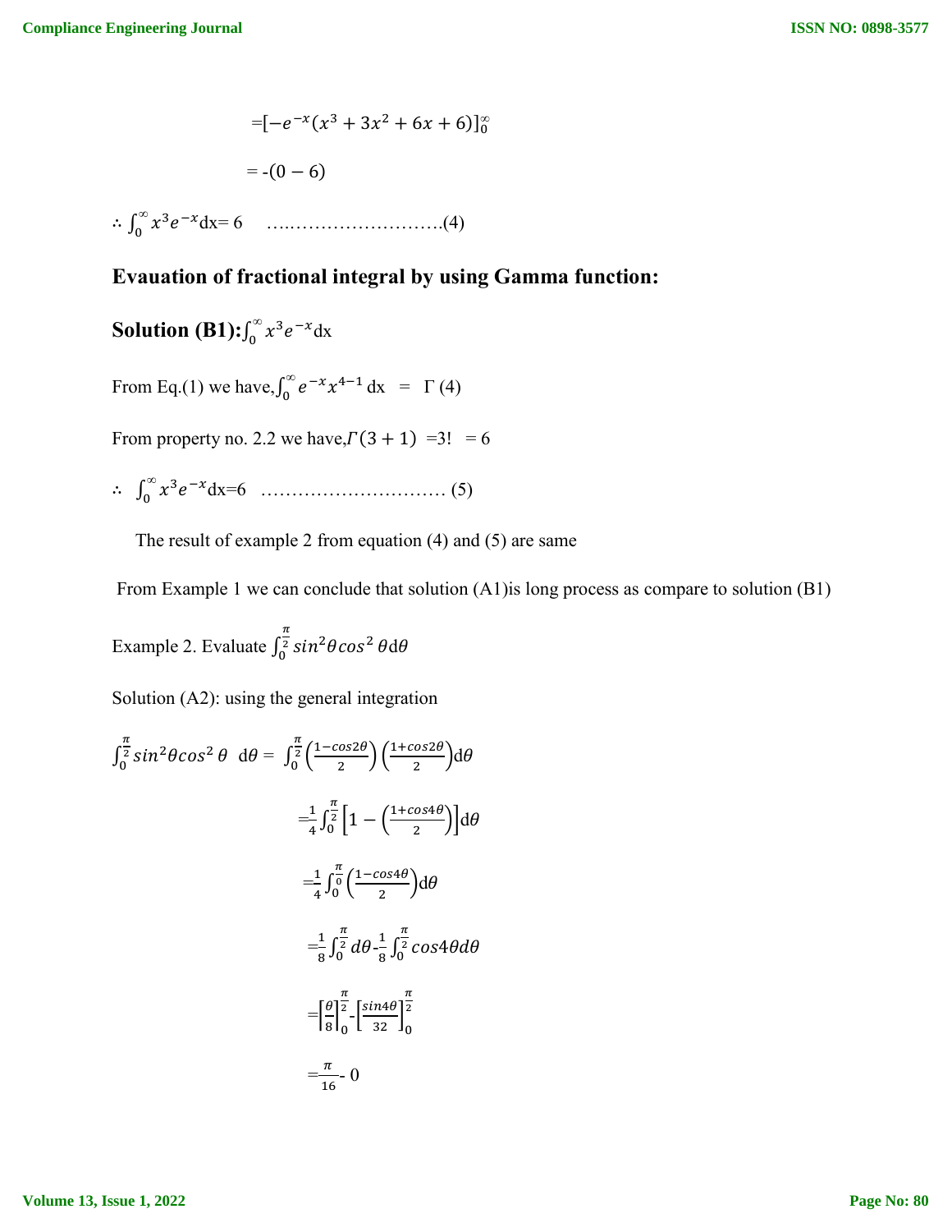$$=[-e^{-x}(x^3+3x^2+6x+6)]_0^{\infty}$$

$$= -(0-6)$$

$\therefore \int_0^{\infty} x^3 e^{-x}dx = 6$ ……………………………(4)

## Evauation of fractional integral by using Gamma function:

**Solution (B1):** $\int_0^{\infty} x^3 e^{-x}dx$

From Eq.(1) we have, $\int_0^{\infty} e^{-x}x^{4-1}\,dx = \Gamma(4)$

From property no. 2.2 we have, $\Gamma(3+1) = 3! = 6$

$\therefore \int_0^{\infty} x^3 e^{-x}dx = 6$ ………………………… (5)

The result of example 2 from equation (4) and (5) are same

From Example 1 we can conclude that solution (A1)is long process as compare to solution (B1)

Example 2. Evaluate $\int_0^{\frac{\pi}{2}} sin^2\theta cos^2\theta d\theta$

Solution (A2): using the general integration

$$\int_0^{\frac{\pi}{2}} sin^2\theta cos^2\theta\ d\theta = \int_0^{\frac{\pi}{2}}\left(\frac{1-cos2\theta}{2}\right)\left(\frac{1+cos2\theta}{2}\right)d\theta$$

$$=\frac{1}{4}\int_0^{\frac{\pi}{2}}\left[1-\left(\frac{1+cos4\theta}{2}\right)\right]d\theta$$

$$=\frac{1}{4}\int_0^{\frac{\pi}{0}}\left(\frac{1-cos4\theta}{2}\right)d\theta$$

$$=\frac{1}{8}\int_0^{\frac{\pi}{2}}d\theta-\frac{1}{8}\int_0^{\frac{\pi}{2}}cos4\theta d\theta$$

$$=\left[\frac{\theta}{8}\right]_0^{\frac{\pi}{2}}-\left[\frac{sin4\theta}{32}\right]_0^{\frac{\pi}{2}}$$

$$=\frac{\pi}{16}-0$$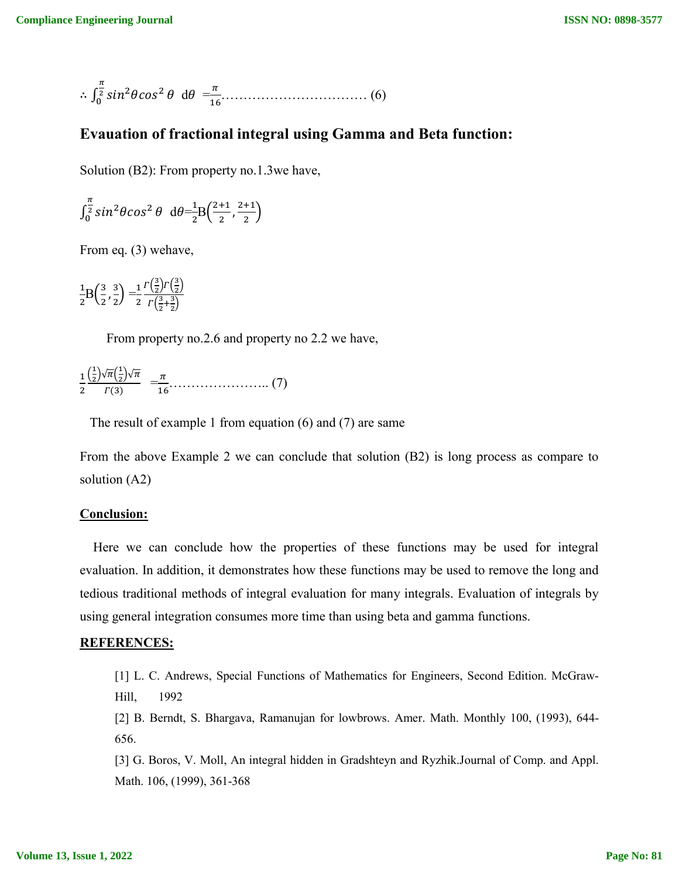$$\therefore \int_0^{\frac{\pi}{2}} sin^2\theta cos^2\theta \; d\theta = \frac{\pi}{16} \text{..............................} (6)$$

## Evauation of fractional integral using Gamma and Beta function:

Solution (B2): From property no.1.3we have,

$$\int_0^{\frac{\pi}{2}} sin^2\theta cos^2\theta \; d\theta = \frac{1}{2} B\left(\frac{2+1}{2}, \frac{2+1}{2}\right)$$

From eq. (3) wehave,

$$\frac{1}{2} B\left(\frac{3}{2}, \frac{3}{2}\right) = \frac{1}{2} \frac{\Gamma\left(\frac{3}{2}\right)\Gamma\left(\frac{3}{2}\right)}{\Gamma\left(\frac{3}{2}+\frac{3}{2}\right)}$$

From property no.2.6 and property no 2.2 we have,

$$\frac{1}{2} \frac{\left(\frac{1}{2}\right)\sqrt{\pi}\left(\frac{1}{2}\right)\sqrt{\pi}}{\Gamma(3)} = \frac{\pi}{16} \text{.....................} (7)$$

The result of example 1 from equation (6) and (7) are same

From the above Example 2 we can conclude that solution (B2) is long process as compare to solution (A2)

**Conclusion:**

Here we can conclude how the properties of these functions may be used for integral evaluation. In addition, it demonstrates how these functions may be used to remove the long and tedious traditional methods of integral evaluation for many integrals. Evaluation of integrals by using general integration consumes more time than using beta and gamma functions.

**REFERENCES:**

[1] L. C. Andrews, Special Functions of Mathematics for Engineers, Second Edition. McGraw-Hill, 1992

[2] B. Berndt, S. Bhargava, Ramanujan for lowbrows. Amer. Math. Monthly 100, (1993), 644-656.

[3] G. Boros, V. Moll, An integral hidden in Gradshteyn and Ryzhik.Journal of Comp. and Appl. Math. 106, (1999), 361-368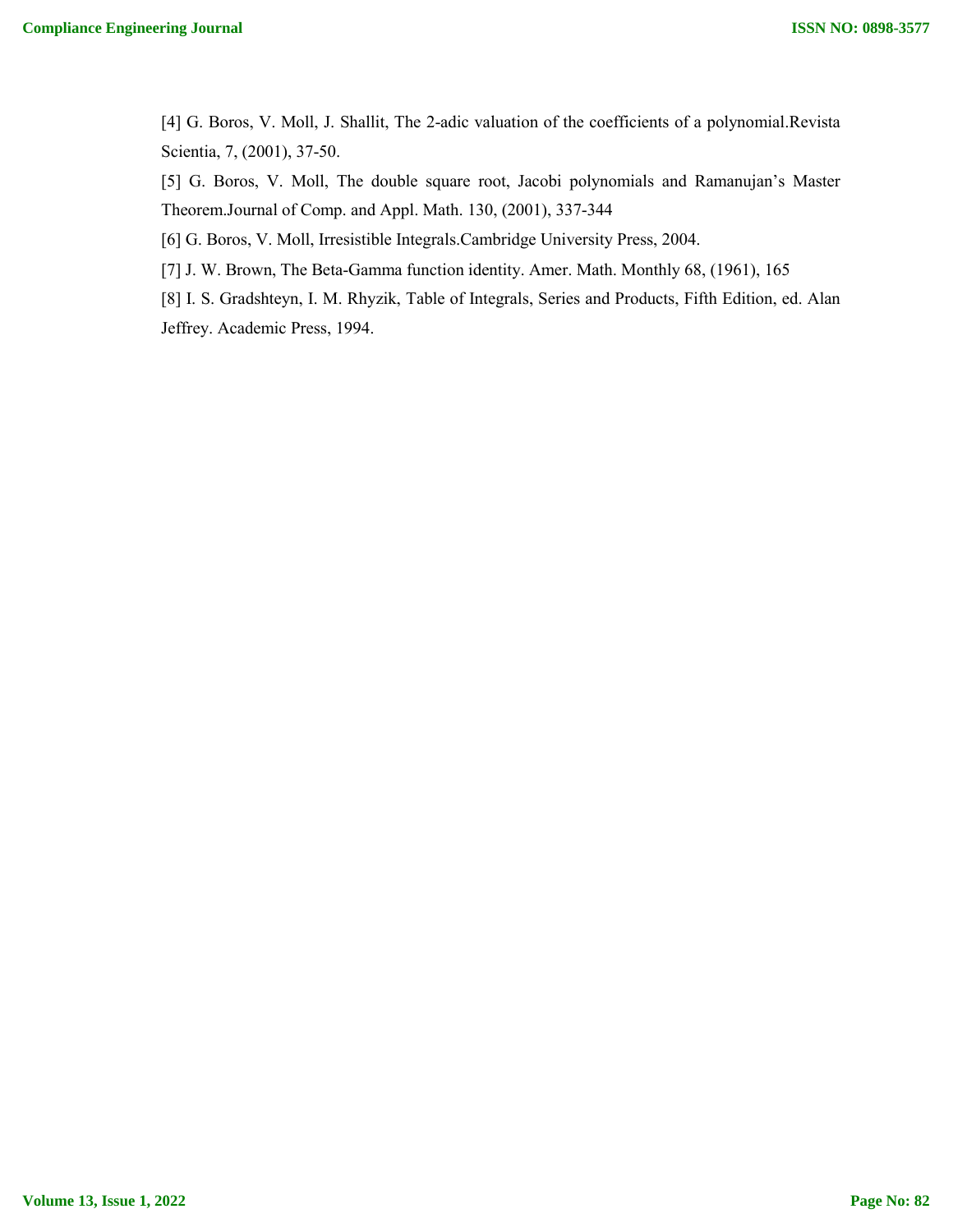[4] G. Boros, V. Moll, J. Shallit, The 2-adic valuation of the coefficients of a polynomial.Revista Scientia, 7, (2001), 37-50.

[5] G. Boros, V. Moll, The double square root, Jacobi polynomials and Ramanujan's Master Theorem.Journal of Comp. and Appl. Math. 130, (2001), 337-344

[6] G. Boros, V. Moll, Irresistible Integrals.Cambridge University Press, 2004.

[7] J. W. Brown, The Beta-Gamma function identity. Amer. Math. Monthly 68, (1961), 165

[8] I. S. Gradshteyn, I. M. Rhyzik, Table of Integrals, Series and Products, Fifth Edition, ed. Alan Jeffrey. Academic Press, 1994.